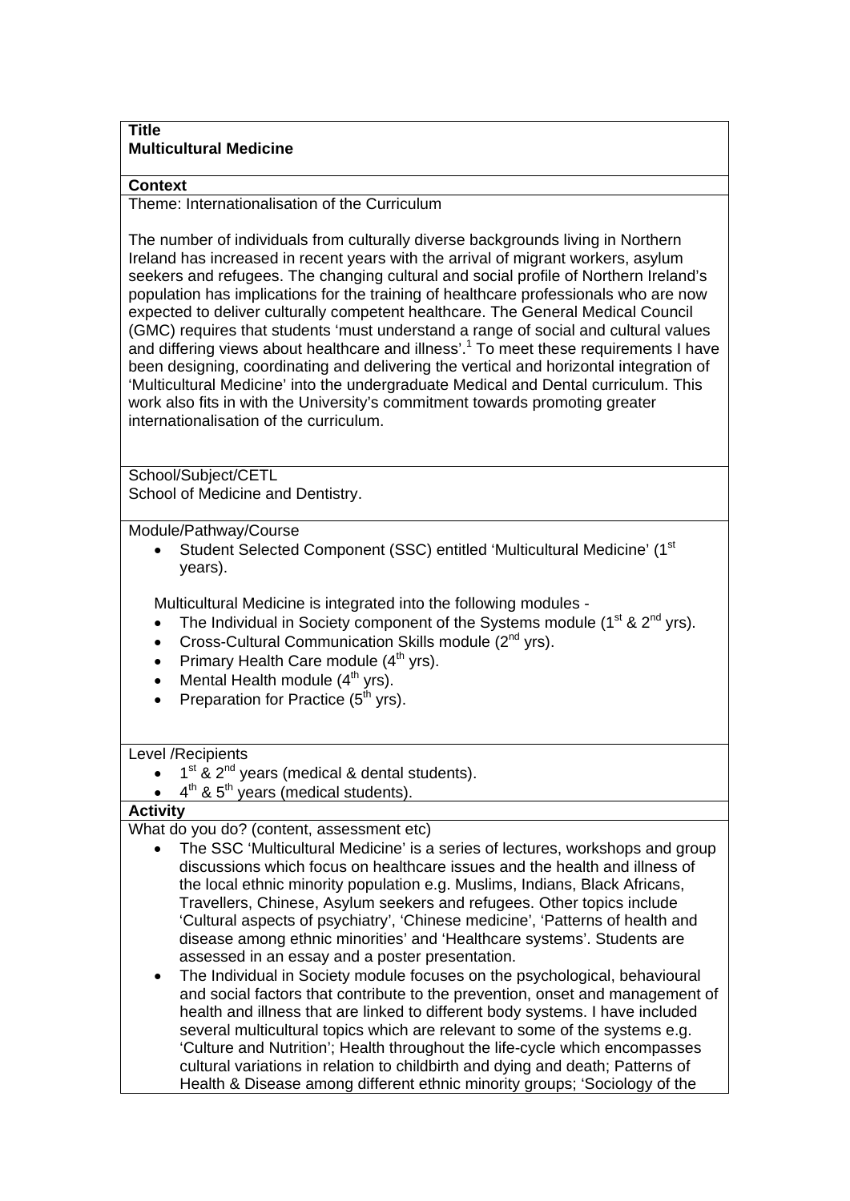**Title**
**Multicultural Medicine**

**Context**

Theme: Internationalisation of the Curriculum

The number of individuals from culturally diverse backgrounds living in Northern Ireland has increased in recent years with the arrival of migrant workers, asylum seekers and refugees. The changing cultural and social profile of Northern Ireland's population has implications for the training of healthcare professionals who are now expected to deliver culturally competent healthcare. The General Medical Council (GMC) requires that students 'must understand a range of social and cultural values and differing views about healthcare and illness'.[1] To meet these requirements I have been designing, coordinating and delivering the vertical and horizontal integration of 'Multicultural Medicine' into the undergraduate Medical and Dental curriculum. This work also fits in with the University's commitment towards promoting greater internationalisation of the curriculum.

School/Subject/CETL

School of Medicine and Dentistry.

Module/Pathway/Course

- Student Selected Component (SSC) entitled 'Multicultural Medicine' (1st years).

Multicultural Medicine is integrated into the following modules -

- The Individual in Society component of the Systems module (1st & 2nd yrs).
- Cross-Cultural Communication Skills module (2nd yrs).
- Primary Health Care module (4th yrs).
- Mental Health module (4th yrs).
- Preparation for Practice (5th yrs).

Level /Recipients

- 1st & 2nd years (medical & dental students).
- 4th & 5th years (medical students).

**Activity**

What do you do? (content, assessment etc)

- The SSC 'Multicultural Medicine' is a series of lectures, workshops and group discussions which focus on healthcare issues and the health and illness of the local ethnic minority population e.g. Muslims, Indians, Black Africans, Travellers, Chinese, Asylum seekers and refugees. Other topics include 'Cultural aspects of psychiatry', 'Chinese medicine', 'Patterns of health and disease among ethnic minorities' and 'Healthcare systems'. Students are assessed in an essay and a poster presentation.
- The Individual in Society module focuses on the psychological, behavioural and social factors that contribute to the prevention, onset and management of health and illness that are linked to different body systems. I have included several multicultural topics which are relevant to some of the systems e.g. 'Culture and Nutrition'; Health throughout the life-cycle which encompasses cultural variations in relation to childbirth and dying and death; Patterns of Health & Disease among different ethnic minority groups; 'Sociology of the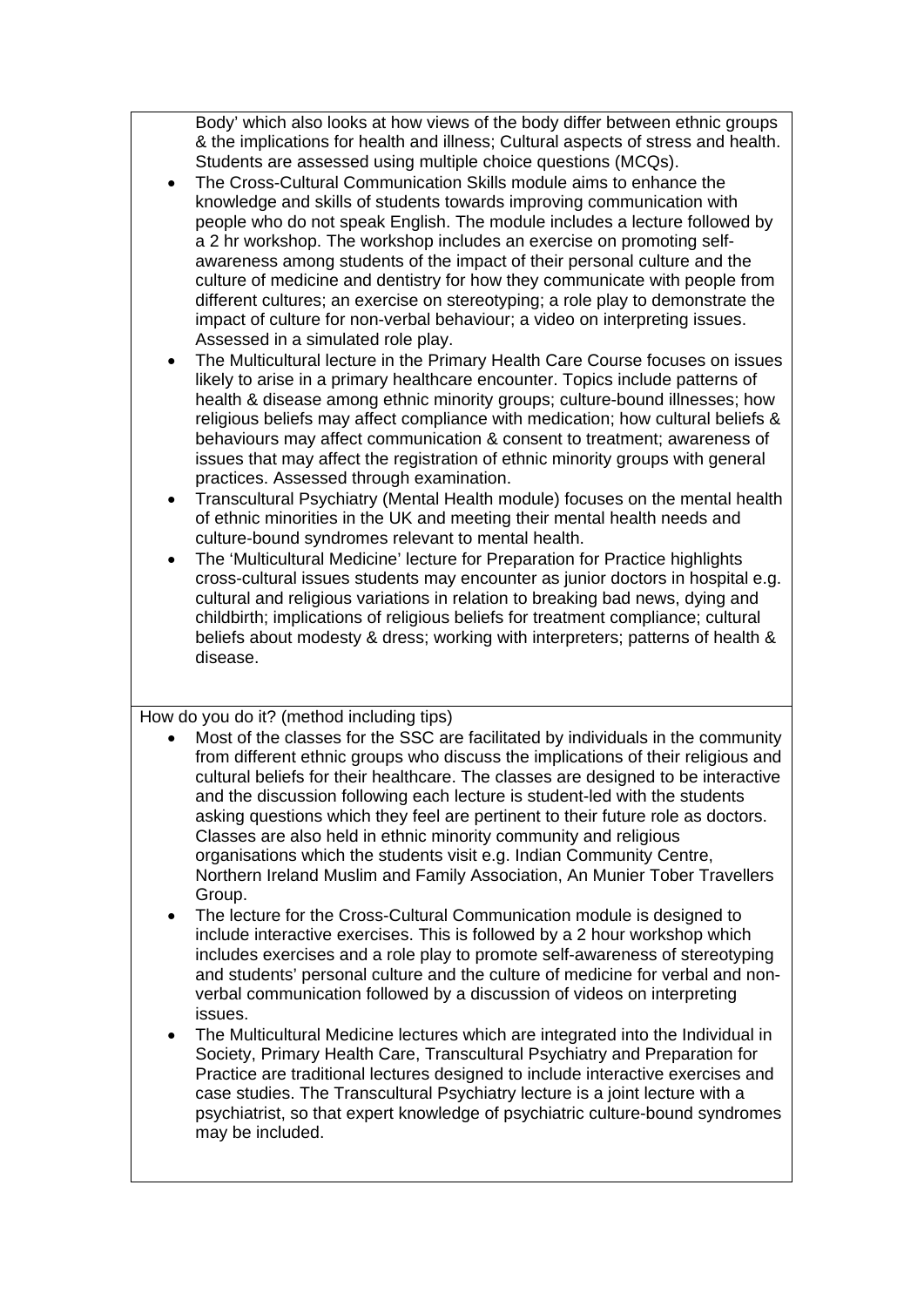Body' which also looks at how views of the body differ between ethnic groups & the implications for health and illness; Cultural aspects of stress and health. Students are assessed using multiple choice questions (MCQs).

- The Cross-Cultural Communication Skills module aims to enhance the knowledge and skills of students towards improving communication with people who do not speak English. The module includes a lecture followed by a 2 hr workshop. The workshop includes an exercise on promoting self-awareness among students of the impact of their personal culture and the culture of medicine and dentistry for how they communicate with people from different cultures; an exercise on stereotyping; a role play to demonstrate the impact of culture for non-verbal behaviour; a video on interpreting issues. Assessed in a simulated role play.
- The Multicultural lecture in the Primary Health Care Course focuses on issues likely to arise in a primary healthcare encounter. Topics include patterns of health & disease among ethnic minority groups; culture-bound illnesses; how religious beliefs may affect compliance with medication; how cultural beliefs & behaviours may affect communication & consent to treatment; awareness of issues that may affect the registration of ethnic minority groups with general practices. Assessed through examination.
- Transcultural Psychiatry (Mental Health module) focuses on the mental health of ethnic minorities in the UK and meeting their mental health needs and culture-bound syndromes relevant to mental health.
- The 'Multicultural Medicine' lecture for Preparation for Practice highlights cross-cultural issues students may encounter as junior doctors in hospital e.g. cultural and religious variations in relation to breaking bad news, dying and childbirth; implications of religious beliefs for treatment compliance; cultural beliefs about modesty & dress; working with interpreters; patterns of health & disease.

How do you do it? (method including tips)

- Most of the classes for the SSC are facilitated by individuals in the community from different ethnic groups who discuss the implications of their religious and cultural beliefs for their healthcare. The classes are designed to be interactive and the discussion following each lecture is student-led with the students asking questions which they feel are pertinent to their future role as doctors. Classes are also held in ethnic minority community and religious organisations which the students visit e.g. Indian Community Centre, Northern Ireland Muslim and Family Association, An Munier Tober Travellers Group.
- The lecture for the Cross-Cultural Communication module is designed to include interactive exercises. This is followed by a 2 hour workshop which includes exercises and a role play to promote self-awareness of stereotyping and students' personal culture and the culture of medicine for verbal and non-verbal communication followed by a discussion of videos on interpreting issues.
- The Multicultural Medicine lectures which are integrated into the Individual in Society, Primary Health Care, Transcultural Psychiatry and Preparation for Practice are traditional lectures designed to include interactive exercises and case studies. The Transcultural Psychiatry lecture is a joint lecture with a psychiatrist, so that expert knowledge of psychiatric culture-bound syndromes may be included.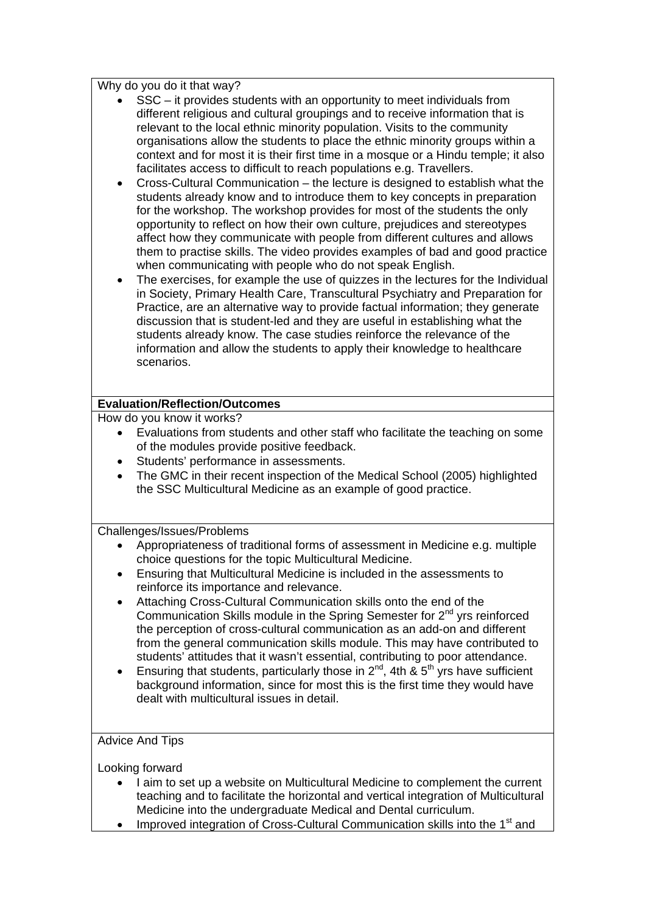Why do you do it that way?

- SSC – it provides students with an opportunity to meet individuals from different religious and cultural groupings and to receive information that is relevant to the local ethnic minority population. Visits to the community organisations allow the students to place the ethnic minority groups within a context and for most it is their first time in a mosque or a Hindu temple; it also facilitates access to difficult to reach populations e.g. Travellers.
- Cross-Cultural Communication – the lecture is designed to establish what the students already know and to introduce them to key concepts in preparation for the workshop. The workshop provides for most of the students the only opportunity to reflect on how their own culture, prejudices and stereotypes affect how they communicate with people from different cultures and allows them to practise skills. The video provides examples of bad and good practice when communicating with people who do not speak English.
- The exercises, for example the use of quizzes in the lectures for the Individual in Society, Primary Health Care, Transcultural Psychiatry and Preparation for Practice, are an alternative way to provide factual information; they generate discussion that is student-led and they are useful in establishing what the students already know. The case studies reinforce the relevance of the information and allow the students to apply their knowledge to healthcare scenarios.

**Evaluation/Reflection/Outcomes**

How do you know it works?

- Evaluations from students and other staff who facilitate the teaching on some of the modules provide positive feedback.
- Students' performance in assessments.
- The GMC in their recent inspection of the Medical School (2005) highlighted the SSC Multicultural Medicine as an example of good practice.

Challenges/Issues/Problems

- Appropriateness of traditional forms of assessment in Medicine e.g. multiple choice questions for the topic Multicultural Medicine.
- Ensuring that Multicultural Medicine is included in the assessments to reinforce its importance and relevance.
- Attaching Cross-Cultural Communication skills onto the end of the Communication Skills module in the Spring Semester for 2nd yrs reinforced the perception of cross-cultural communication as an add-on and different from the general communication skills module. This may have contributed to students' attitudes that it wasn't essential, contributing to poor attendance.
- Ensuring that students, particularly those in 2nd, 4th & 5th yrs have sufficient background information, since for most this is the first time they would have dealt with multicultural issues in detail.

Advice And Tips

Looking forward

- I aim to set up a website on Multicultural Medicine to complement the current teaching and to facilitate the horizontal and vertical integration of Multicultural Medicine into the undergraduate Medical and Dental curriculum.
- Improved integration of Cross-Cultural Communication skills into the 1st and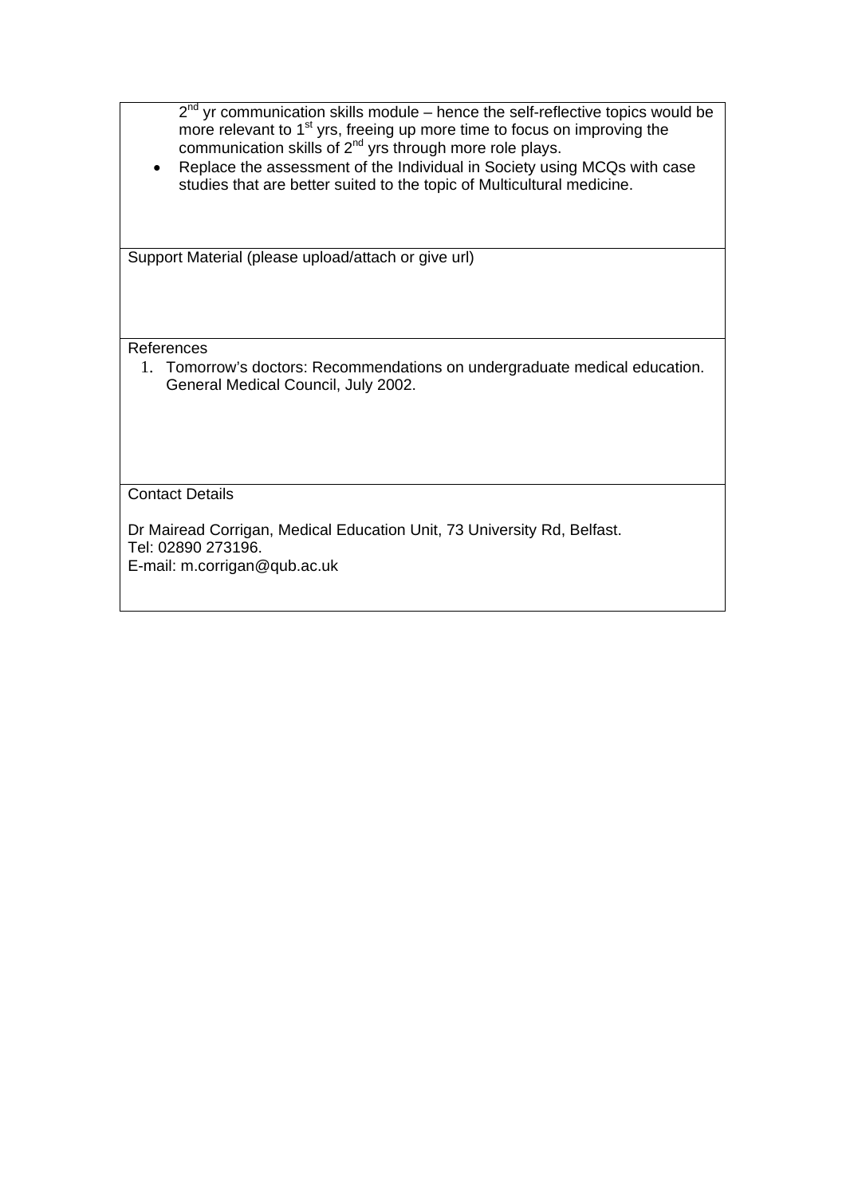2nd yr communication skills module – hence the self-reflective topics would be more relevant to 1st yrs, freeing up more time to focus on improving the communication skills of 2nd yrs through more role plays.

- Replace the assessment of the Individual in Society using MCQs with case studies that are better suited to the topic of Multicultural medicine.

Support Material (please upload/attach or give url)

References

1. Tomorrow's doctors: Recommendations on undergraduate medical education. General Medical Council, July 2002.

Contact Details

Dr Mairead Corrigan, Medical Education Unit, 73 University Rd, Belfast.
Tel: 02890 273196.
E-mail: m.corrigan@qub.ac.uk